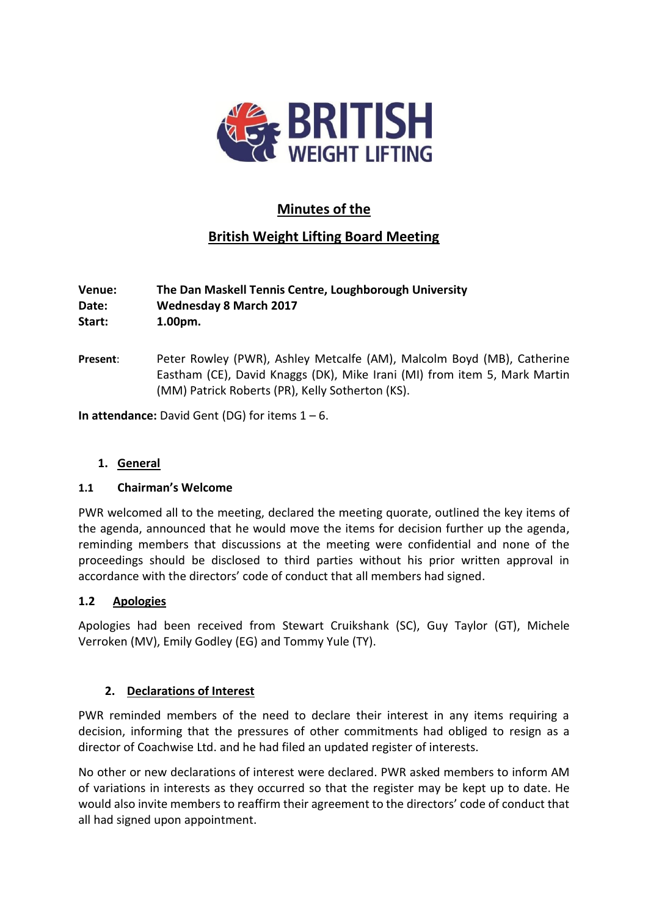# Minutes of the

# British Weight Lifting Board Meeting

**Venue:** **The Dan Maskell Tennis Centre, Loughborough University**
**Date:** **Wednesday 8 March 2017**
**Start:** **1.00pm.**

**Present**: Peter Rowley (PWR), Ashley Metcalfe (AM), Malcolm Boyd (MB), Catherine Eastham (CE), David Knaggs (DK), Mike Irani (MI) from item 5, Mark Martin (MM) Patrick Roberts (PR), Kelly Sotherton (KS).

**In attendance:** David Gent (DG) for items 1 – 6.

## 1. General

### 1.1 Chairman's Welcome

PWR welcomed all to the meeting, declared the meeting quorate, outlined the key items of the agenda, announced that he would move the items for decision further up the agenda, reminding members that discussions at the meeting were confidential and none of the proceedings should be disclosed to third parties without his prior written approval in accordance with the directors' code of conduct that all members had signed.

### 1.2 Apologies

Apologies had been received from Stewart Cruikshank (SC), Guy Taylor (GT), Michele Verroken (MV), Emily Godley (EG) and Tommy Yule (TY).

## 2. Declarations of Interest

PWR reminded members of the need to declare their interest in any items requiring a decision, informing that the pressures of other commitments had obliged to resign as a director of Coachwise Ltd. and he had filed an updated register of interests.

No other or new declarations of interest were declared. PWR asked members to inform AM of variations in interests as they occurred so that the register may be kept up to date. He would also invite members to reaffirm their agreement to the directors' code of conduct that all had signed upon appointment.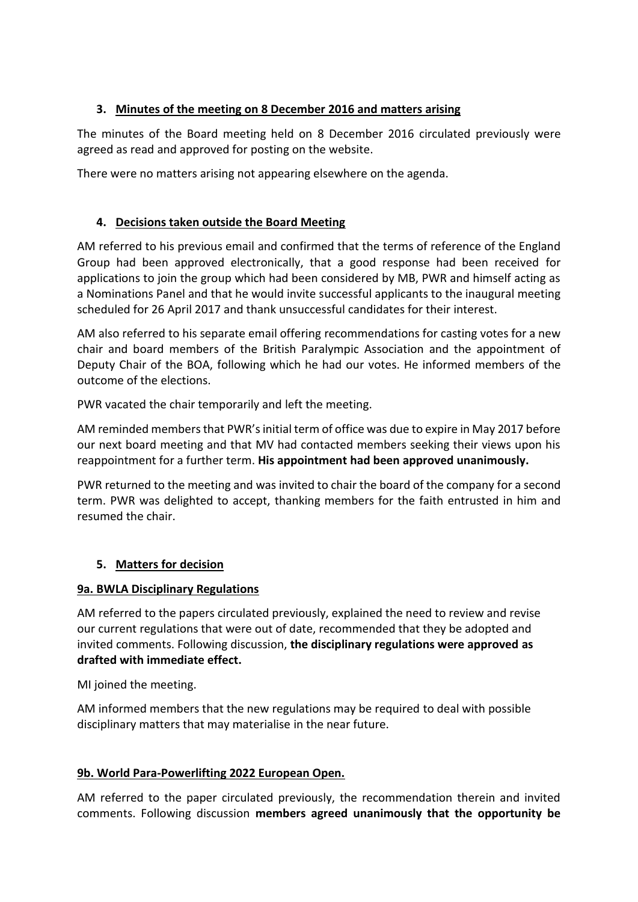### 3. Minutes of the meeting on 8 December 2016 and matters arising

The minutes of the Board meeting held on 8 December 2016 circulated previously were agreed as read and approved for posting on the website.

There were no matters arising not appearing elsewhere on the agenda.

### 4. Decisions taken outside the Board Meeting

AM referred to his previous email and confirmed that the terms of reference of the England Group had been approved electronically, that a good response had been received for applications to join the group which had been considered by MB, PWR and himself acting as a Nominations Panel and that he would invite successful applicants to the inaugural meeting scheduled for 26 April 2017 and thank unsuccessful candidates for their interest.

AM also referred to his separate email offering recommendations for casting votes for a new chair and board members of the British Paralympic Association and the appointment of Deputy Chair of the BOA, following which he had our votes. He informed members of the outcome of the elections.

PWR vacated the chair temporarily and left the meeting.

AM reminded members that PWR's initial term of office was due to expire in May 2017 before our next board meeting and that MV had contacted members seeking their views upon his reappointment for a further term. **His appointment had been approved unanimously.**

PWR returned to the meeting and was invited to chair the board of the company for a second term. PWR was delighted to accept, thanking members for the faith entrusted in him and resumed the chair.

### 5. Matters for decision

#### 9a. BWLA Disciplinary Regulations

AM referred to the papers circulated previously, explained the need to review and revise our current regulations that were out of date, recommended that they be adopted and invited comments. Following discussion, **the disciplinary regulations were approved as drafted with immediate effect.**

MI joined the meeting.

AM informed members that the new regulations may be required to deal with possible disciplinary matters that may materialise in the near future.

#### 9b. World Para-Powerlifting 2022 European Open.

AM referred to the paper circulated previously, the recommendation therein and invited comments. Following discussion **members agreed unanimously that the opportunity be**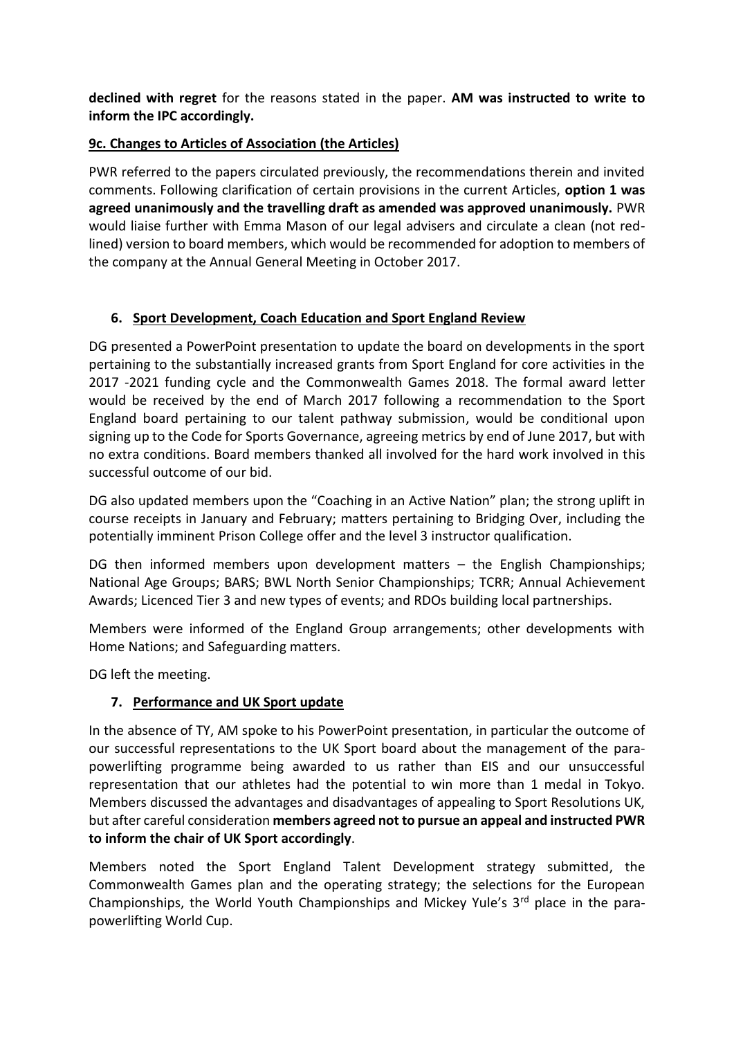**declined with regret** for the reasons stated in the paper. **AM was instructed to write to inform the IPC accordingly.**

**9c. Changes to Articles of Association (the Articles)**

PWR referred to the papers circulated previously, the recommendations therein and invited comments. Following clarification of certain provisions in the current Articles, **option 1 was agreed unanimously and the travelling draft as amended was approved unanimously.** PWR would liaise further with Emma Mason of our legal advisers and circulate a clean (not red-lined) version to board members, which would be recommended for adoption to members of the company at the Annual General Meeting in October 2017.

6. **Sport Development, Coach Education and Sport England Review**

DG presented a PowerPoint presentation to update the board on developments in the sport pertaining to the substantially increased grants from Sport England for core activities in the 2017 -2021 funding cycle and the Commonwealth Games 2018. The formal award letter would be received by the end of March 2017 following a recommendation to the Sport England board pertaining to our talent pathway submission, would be conditional upon signing up to the Code for Sports Governance, agreeing metrics by end of June 2017, but with no extra conditions. Board members thanked all involved for the hard work involved in this successful outcome of our bid.

DG also updated members upon the "Coaching in an Active Nation" plan; the strong uplift in course receipts in January and February; matters pertaining to Bridging Over, including the potentially imminent Prison College offer and the level 3 instructor qualification.

DG then informed members upon development matters – the English Championships; National Age Groups; BARS; BWL North Senior Championships; TCRR; Annual Achievement Awards; Licenced Tier 3 and new types of events; and RDOs building local partnerships.

Members were informed of the England Group arrangements; other developments with Home Nations; and Safeguarding matters.

DG left the meeting.

7. **Performance and UK Sport update**

In the absence of TY, AM spoke to his PowerPoint presentation, in particular the outcome of our successful representations to the UK Sport board about the management of the para-powerlifting programme being awarded to us rather than EIS and our unsuccessful representation that our athletes had the potential to win more than 1 medal in Tokyo. Members discussed the advantages and disadvantages of appealing to Sport Resolutions UK, but after careful consideration **members agreed not to pursue an appeal and instructed PWR to inform the chair of UK Sport accordingly**.

Members noted the Sport England Talent Development strategy submitted, the Commonwealth Games plan and the operating strategy; the selections for the European Championships, the World Youth Championships and Mickey Yule's 3rd place in the para-powerlifting World Cup.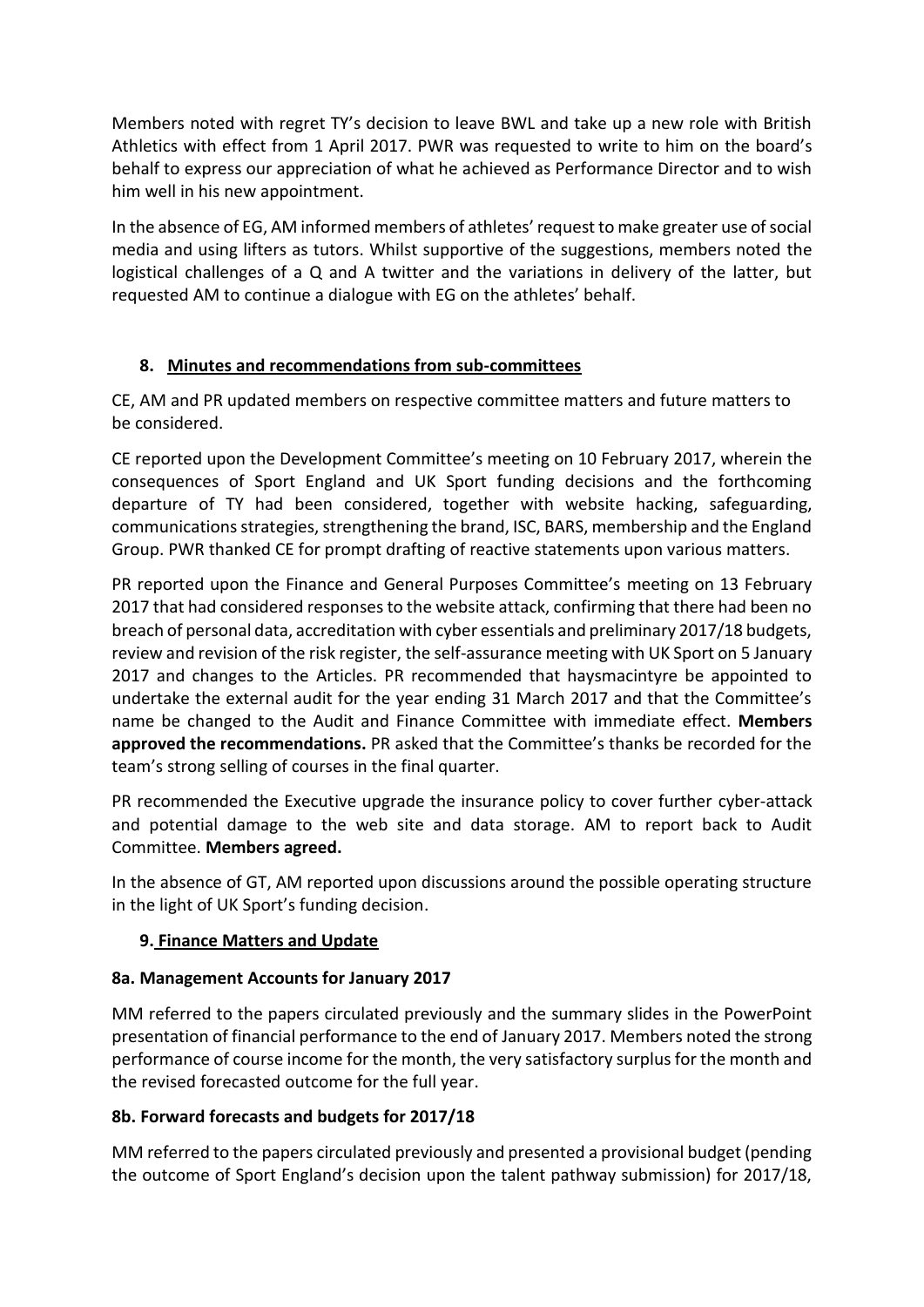Members noted with regret TY's decision to leave BWL and take up a new role with British Athletics with effect from 1 April 2017. PWR was requested to write to him on the board's behalf to express our appreciation of what he achieved as Performance Director and to wish him well in his new appointment.

In the absence of EG, AM informed members of athletes' request to make greater use of social media and using lifters as tutors. Whilst supportive of the suggestions, members noted the logistical challenges of a Q and A twitter and the variations in delivery of the latter, but requested AM to continue a dialogue with EG on the athletes' behalf.

## 8. Minutes and recommendations from sub-committees

CE, AM and PR updated members on respective committee matters and future matters to be considered.

CE reported upon the Development Committee's meeting on 10 February 2017, wherein the consequences of Sport England and UK Sport funding decisions and the forthcoming departure of TY had been considered, together with website hacking, safeguarding, communications strategies, strengthening the brand, ISC, BARS, membership and the England Group. PWR thanked CE for prompt drafting of reactive statements upon various matters.

PR reported upon the Finance and General Purposes Committee's meeting on 13 February 2017 that had considered responses to the website attack, confirming that there had been no breach of personal data, accreditation with cyber essentials and preliminary 2017/18 budgets, review and revision of the risk register, the self-assurance meeting with UK Sport on 5 January 2017 and changes to the Articles. PR recommended that haysmacintyre be appointed to undertake the external audit for the year ending 31 March 2017 and that the Committee's name be changed to the Audit and Finance Committee with immediate effect. **Members approved the recommendations.** PR asked that the Committee's thanks be recorded for the team's strong selling of courses in the final quarter.

PR recommended the Executive upgrade the insurance policy to cover further cyber-attack and potential damage to the web site and data storage. AM to report back to Audit Committee. **Members agreed.**

In the absence of GT, AM reported upon discussions around the possible operating structure in the light of UK Sport's funding decision.

## 9. Finance Matters and Update

### 8a. Management Accounts for January 2017

MM referred to the papers circulated previously and the summary slides in the PowerPoint presentation of financial performance to the end of January 2017. Members noted the strong performance of course income for the month, the very satisfactory surplus for the month and the revised forecasted outcome for the full year.

### 8b. Forward forecasts and budgets for 2017/18

MM referred to the papers circulated previously and presented a provisional budget (pending the outcome of Sport England's decision upon the talent pathway submission) for 2017/18,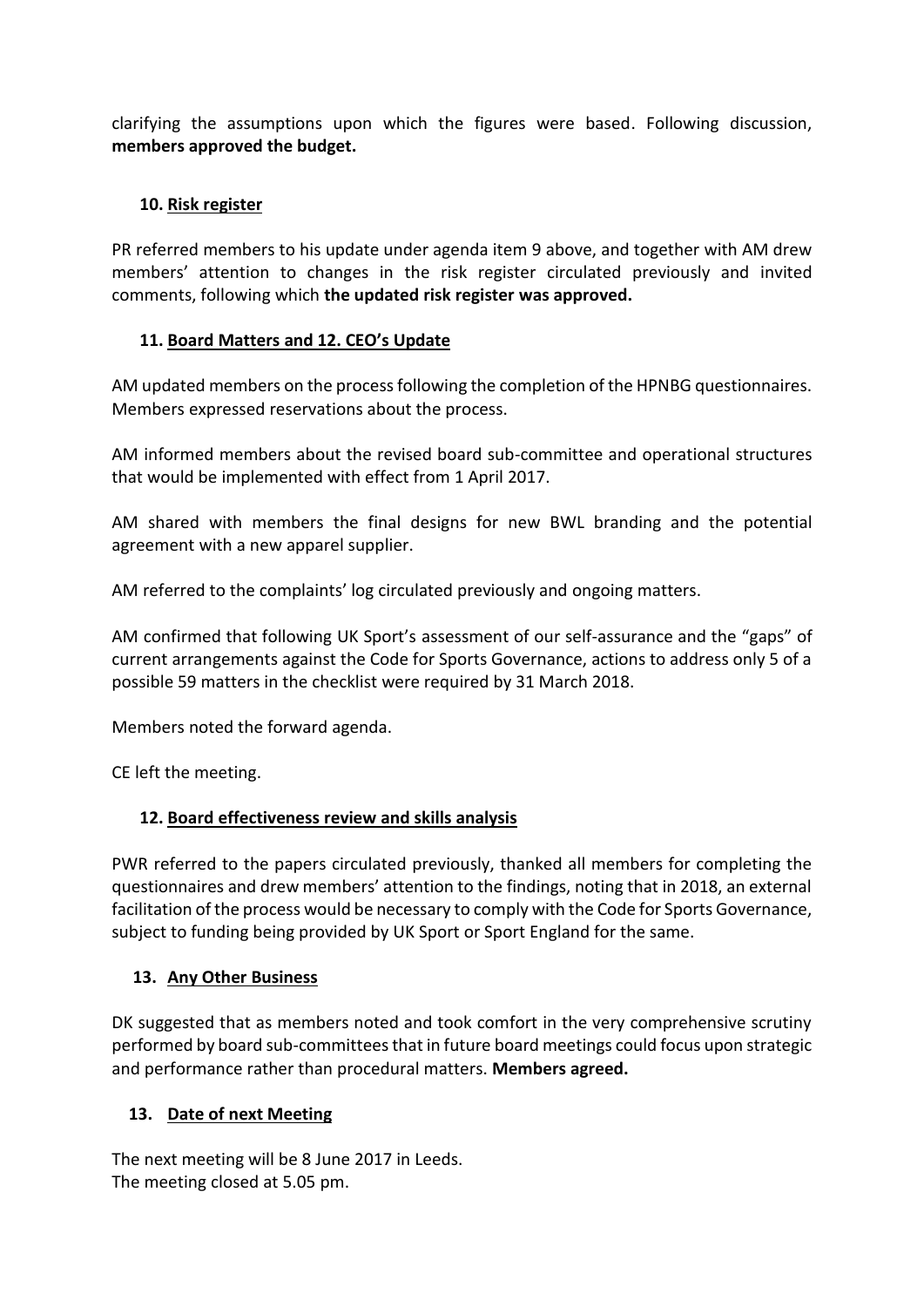clarifying the assumptions upon which the figures were based. Following discussion, **members approved the budget.**

**10. Risk register**

PR referred members to his update under agenda item 9 above, and together with AM drew members' attention to changes in the risk register circulated previously and invited comments, following which **the updated risk register was approved.**

**11. Board Matters and 12. CEO's Update**

AM updated members on the process following the completion of the HPNBG questionnaires. Members expressed reservations about the process.

AM informed members about the revised board sub-committee and operational structures that would be implemented with effect from 1 April 2017.

AM shared with members the final designs for new BWL branding and the potential agreement with a new apparel supplier.

AM referred to the complaints' log circulated previously and ongoing matters.

AM confirmed that following UK Sport's assessment of our self-assurance and the "gaps" of current arrangements against the Code for Sports Governance, actions to address only 5 of a possible 59 matters in the checklist were required by 31 March 2018.

Members noted the forward agenda.

CE left the meeting.

**12. Board effectiveness review and skills analysis**

PWR referred to the papers circulated previously, thanked all members for completing the questionnaires and drew members' attention to the findings, noting that in 2018, an external facilitation of the process would be necessary to comply with the Code for Sports Governance, subject to funding being provided by UK Sport or Sport England for the same.

**13. Any Other Business**

DK suggested that as members noted and took comfort in the very comprehensive scrutiny performed by board sub-committees that in future board meetings could focus upon strategic and performance rather than procedural matters. **Members agreed.**

**13. Date of next Meeting**

The next meeting will be 8 June 2017 in Leeds.
The meeting closed at 5.05 pm.